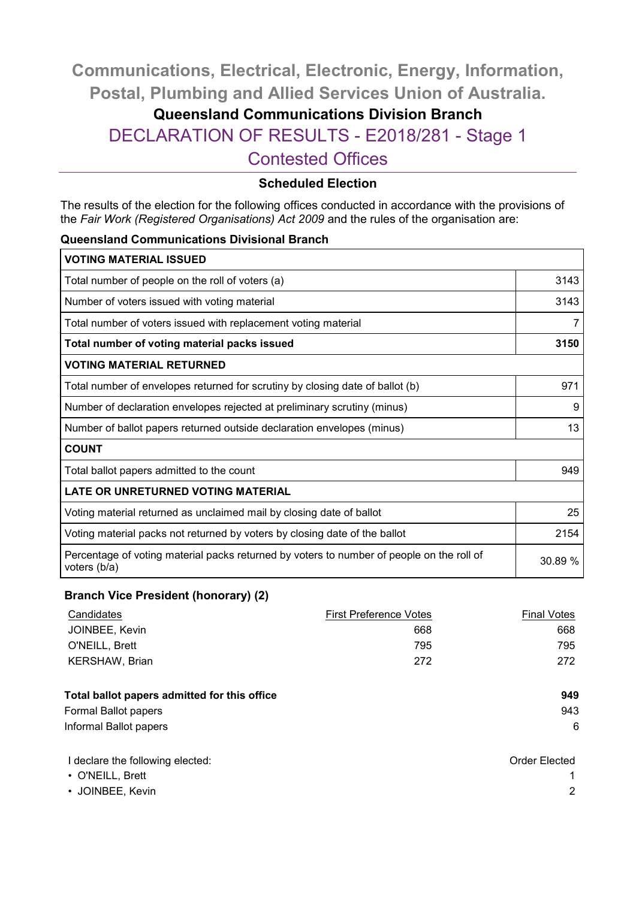# Communications, Electrical, Electronic, Energy, Information, Postal, Plumbing and Allied Services Union of Australia.

## Queensland Communications Division Branch

## DECLARATION OF RESULTS - E2018/281 - Stage 1

## Contested Offices

### Scheduled Election

The results of the election for the following offices conducted in accordance with the provisions of the *Fair Work (Registered Organisations) Act 2009* and the rules of the organisation are:

**Queensland Communications Divisional Branch**

| | |
|---|---|
| **VOTING MATERIAL ISSUED** | |
| Total number of people on the roll of voters (a) | 3143 |
| Number of voters issued with voting material | 3143 |
| Total number of voters issued with replacement voting material | 7 |
| **Total number of voting material packs issued** | **3150** |
| **VOTING MATERIAL RETURNED** | |
| Total number of envelopes returned for scrutiny by closing date of ballot (b) | 971 |
| Number of declaration envelopes rejected at preliminary scrutiny (minus) | 9 |
| Number of ballot papers returned outside declaration envelopes (minus) | 13 |
| **COUNT** | |
| Total ballot papers admitted to the count | 949 |
| **LATE OR UNRETURNED VOTING MATERIAL** | |
| Voting material returned as unclaimed mail by closing date of ballot | 25 |
| Voting material packs not returned by voters by closing date of the ballot | 2154 |
| Percentage of voting material packs returned by voters to number of people on the roll of voters (b/a) | 30.89 % |

**Branch Vice President (honorary) (2)**

| Candidates | First Preference Votes | Final Votes |
|---|---|---|
| JOINBEE, Kevin | 668 | 668 |
| O'NEILL, Brett | 795 | 795 |
| KERSHAW, Brian | 272 | 272 |

| | |
|---|---|
| **Total ballot papers admitted for this office** | **949** |
| Formal Ballot papers | 943 |
| Informal Ballot papers | 6 |

| I declare the following elected: | Order Elected |
|---|---|
| • O'NEILL, Brett | 1 |
| • JOINBEE, Kevin | 2 |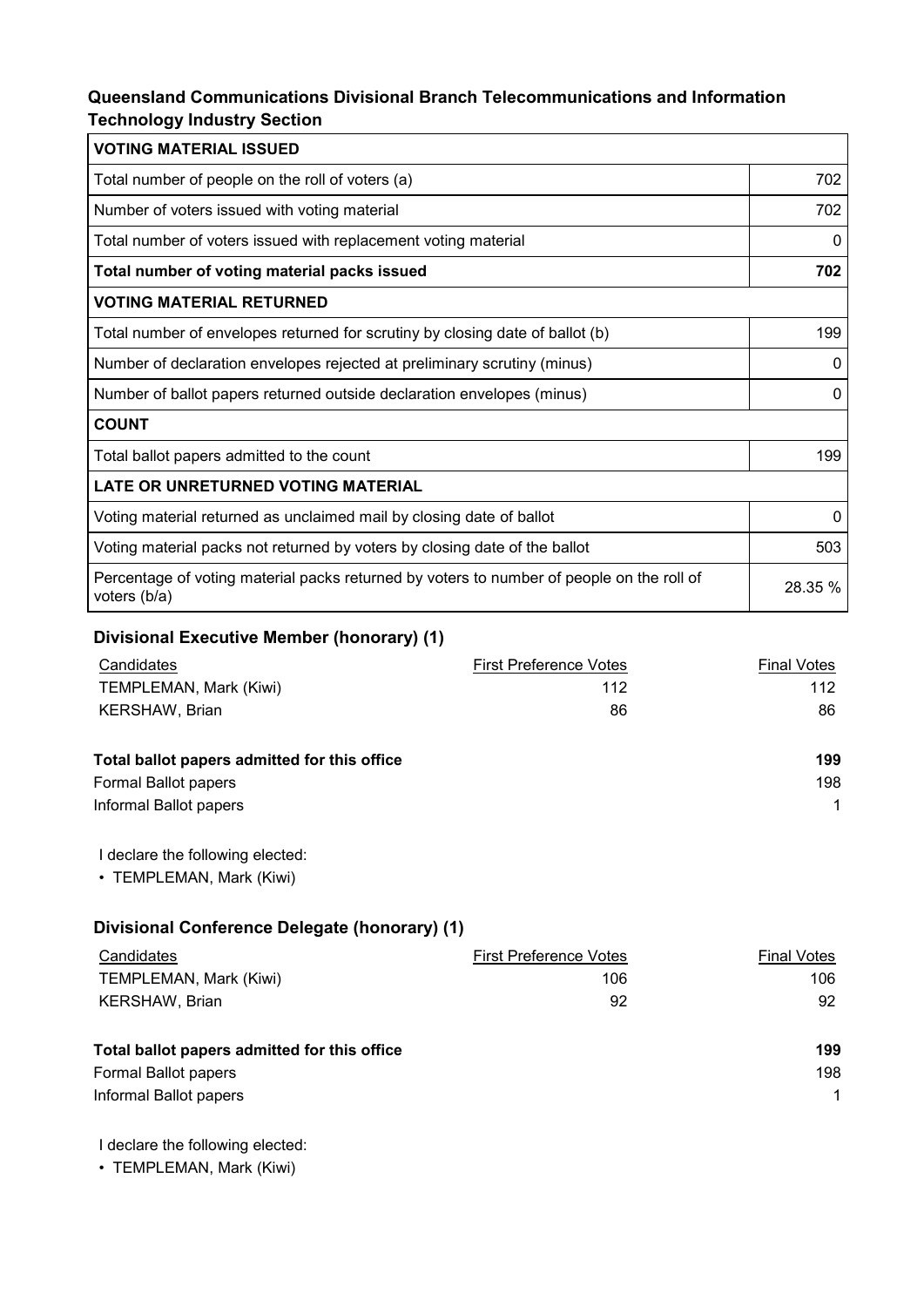### Queensland Communications Divisional Branch Telecommunications and Information Technology Industry Section

| | |
|---|---|
| **VOTING MATERIAL ISSUED** | |
| Total number of people on the roll of voters (a) | 702 |
| Number of voters issued with voting material | 702 |
| Total number of voters issued with replacement voting material | 0 |
| **Total number of voting material packs issued** | **702** |
| **VOTING MATERIAL RETURNED** | |
| Total number of envelopes returned for scrutiny by closing date of ballot (b) | 199 |
| Number of declaration envelopes rejected at preliminary scrutiny (minus) | 0 |
| Number of ballot papers returned outside declaration envelopes (minus) | 0 |
| **COUNT** | |
| Total ballot papers admitted to the count | 199 |
| **LATE OR UNRETURNED VOTING MATERIAL** | |
| Voting material returned as unclaimed mail by closing date of ballot | 0 |
| Voting material packs not returned by voters by closing date of the ballot | 503 |
| Percentage of voting material packs returned by voters to number of people on the roll of voters (b/a) | 28.35 % |

### Divisional Executive Member (honorary) (1)

| Candidates | First Preference Votes | Final Votes |
|---|---|---|
| TEMPLEMAN, Mark (Kiwi) | 112 | 112 |
| KERSHAW, Brian | 86 | 86 |

| | |
|---|---|
| **Total ballot papers admitted for this office** | **199** |
| Formal Ballot papers | 198 |
| Informal Ballot papers | 1 |

I declare the following elected:

- TEMPLEMAN, Mark (Kiwi)

### Divisional Conference Delegate (honorary) (1)

| Candidates | First Preference Votes | Final Votes |
|---|---|---|
| TEMPLEMAN, Mark (Kiwi) | 106 | 106 |
| KERSHAW, Brian | 92 | 92 |

| | |
|---|---|
| **Total ballot papers admitted for this office** | **199** |
| Formal Ballot papers | 198 |
| Informal Ballot papers | 1 |

I declare the following elected:

- TEMPLEMAN, Mark (Kiwi)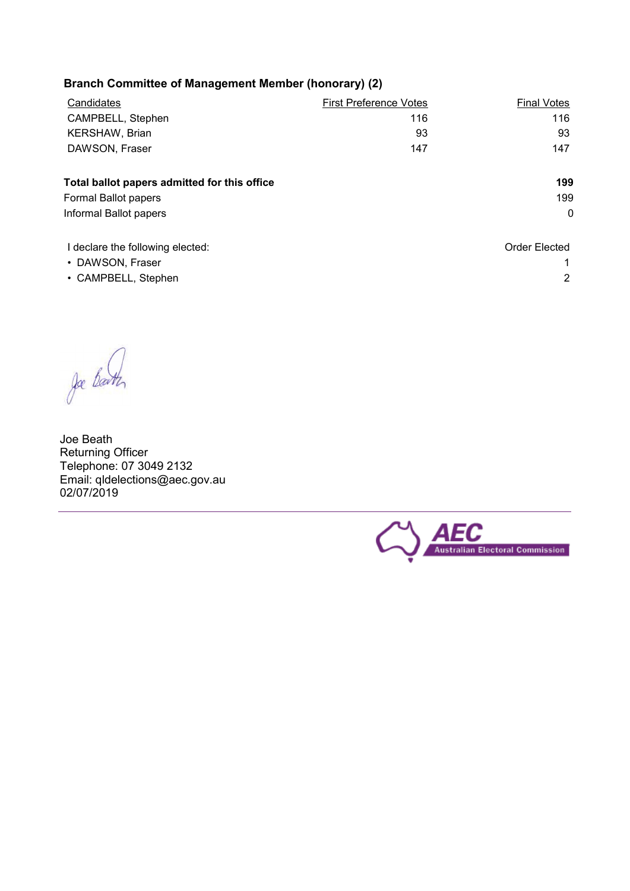## Branch Committee of Management Member (honorary) (2)

| Candidates | First Preference Votes | Final Votes |
|---|---|---|
| CAMPBELL, Stephen | 116 | 116 |
| KERSHAW, Brian | 93 | 93 |
| DAWSON, Fraser | 147 | 147 |

| | |
|---|---|
| **Total ballot papers admitted for this office** | **199** |
| Formal Ballot papers | 199 |
| Informal Ballot papers | 0 |

| I declare the following elected: | Order Elected |
|---|---|
| • DAWSON, Fraser | 1 |
| • CAMPBELL, Stephen | 2 |

Joe Beath
Returning Officer
Telephone: 07 3049 2132
Email: qldelections@aec.gov.au
02/07/2019

AEC Australian Electoral Commission